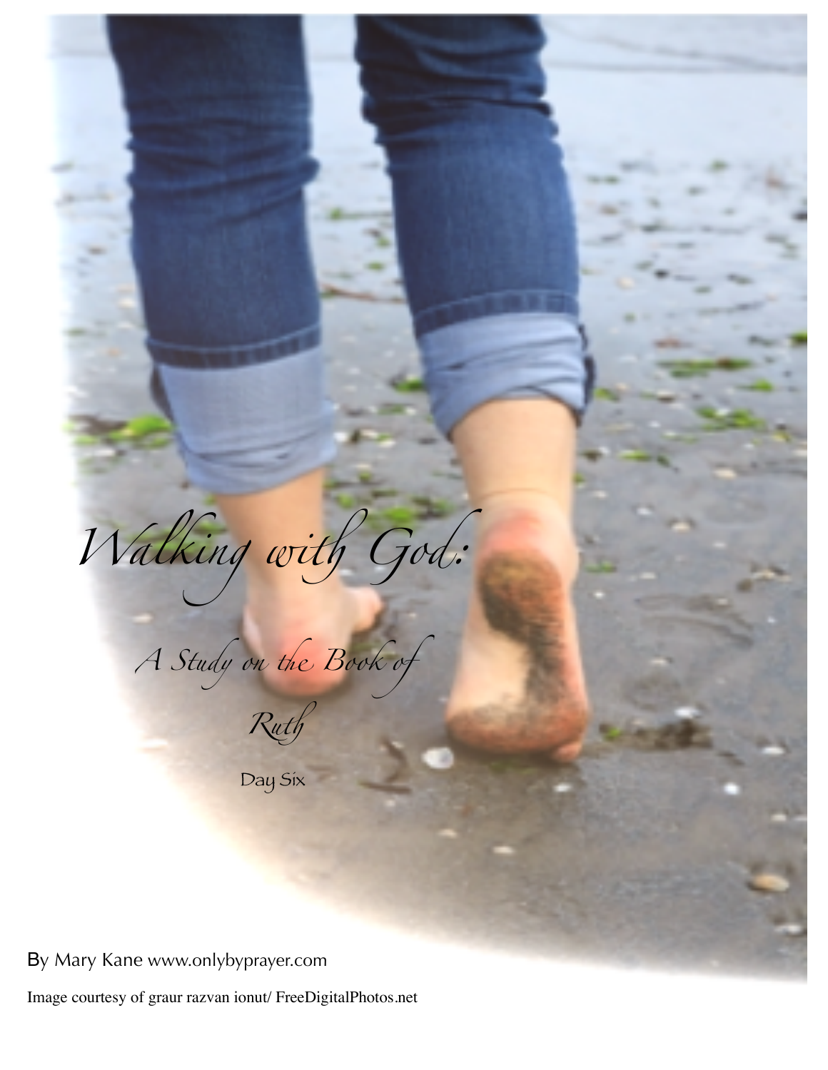# Walking with God:

## A Study on the Book of Ruth

Day Six

By Mary Kane www.onlybyprayer.com

Image courtesy of graur razvan ionut/ FreeDigitalPhotos.net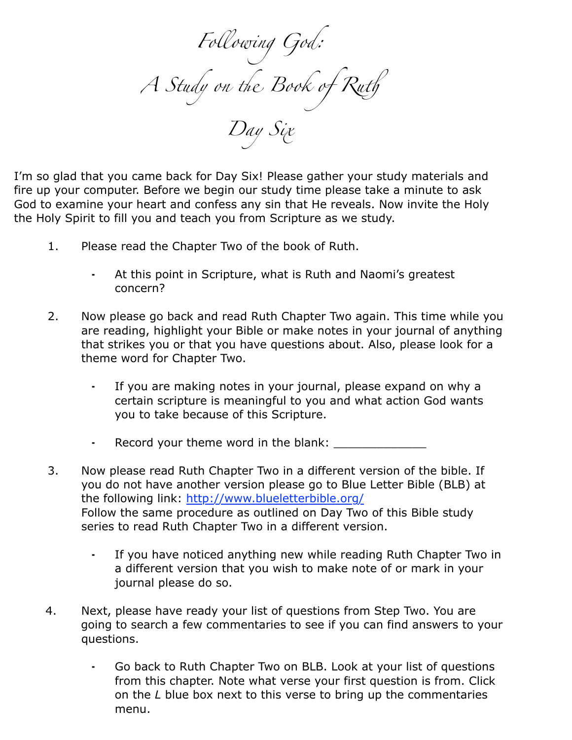# Following God:
# A Study on the Book of Ruth
## Day Six

I'm so glad that you came back for Day Six! Please gather your study materials and fire up your computer. Before we begin our study time please take a minute to ask God to examine your heart and confess any sin that He reveals. Now invite the Holy the Holy Spirit to fill you and teach you from Scripture as we study.

1. Please read the Chapter Two of the book of Ruth.
    - At this point in Scripture, what is Ruth and Naomi's greatest concern?

2. Now please go back and read Ruth Chapter Two again. This time while you are reading, highlight your Bible or make notes in your journal of anything that strikes you or that you have questions about. Also, please look for a theme word for Chapter Two.
    - If you are making notes in your journal, please expand on why a certain scripture is meaningful to you and what action God wants you to take because of this Scripture.
    - Record your theme word in the blank: _____________

3. Now please read Ruth Chapter Two in a different version of the bible. If you do not have another version please go to Blue Letter Bible (BLB) at the following link: [http://www.blueletterbible.org/](http://www.blueletterbible.org/)
   Follow the same procedure as outlined on Day Two of this Bible study series to read Ruth Chapter Two in a different version.
    - If you have noticed anything new while reading Ruth Chapter Two in a different version that you wish to make note of or mark in your journal please do so.

4. Next, please have ready your list of questions from Step Two. You are going to search a few commentaries to see if you can find answers to your questions.
    - Go back to Ruth Chapter Two on BLB. Look at your list of questions from this chapter. Note what verse your first question is from. Click on the *L* blue box next to this verse to bring up the commentaries menu.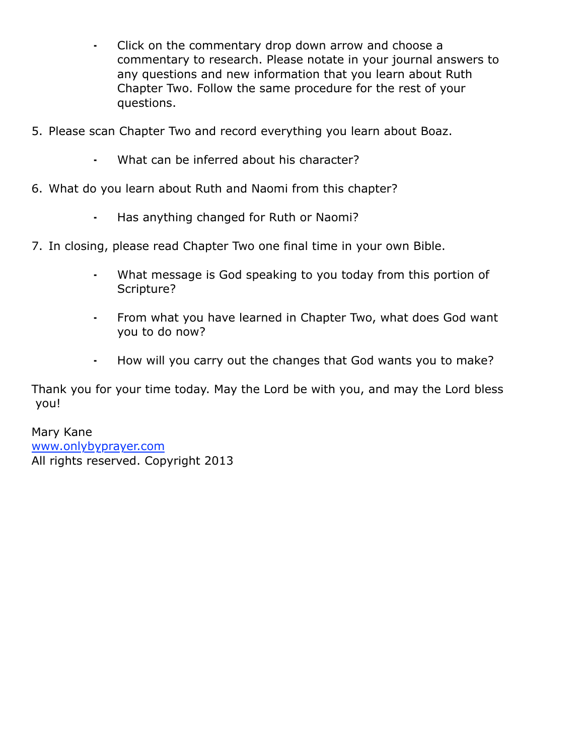- Click on the commentary drop down arrow and choose a commentary to research. Please notate in your journal answers to any questions and new information that you learn about Ruth Chapter Two. Follow the same procedure for the rest of your questions.

5. Please scan Chapter Two and record everything you learn about Boaz.

    - What can be inferred about his character?

6. What do you learn about Ruth and Naomi from this chapter?

    - Has anything changed for Ruth or Naomi?

7. In closing, please read Chapter Two one final time in your own Bible.

    - What message is God speaking to you today from this portion of Scripture?

    - From what you have learned in Chapter Two, what does God want you to do now?

    - How will you carry out the changes that God wants you to make?

Thank you for your time today. May the Lord be with you, and may the Lord bless you!

Mary Kane
[www.onlybyprayer.com](http://www.onlybyprayer.com)
All rights reserved. Copyright 2013